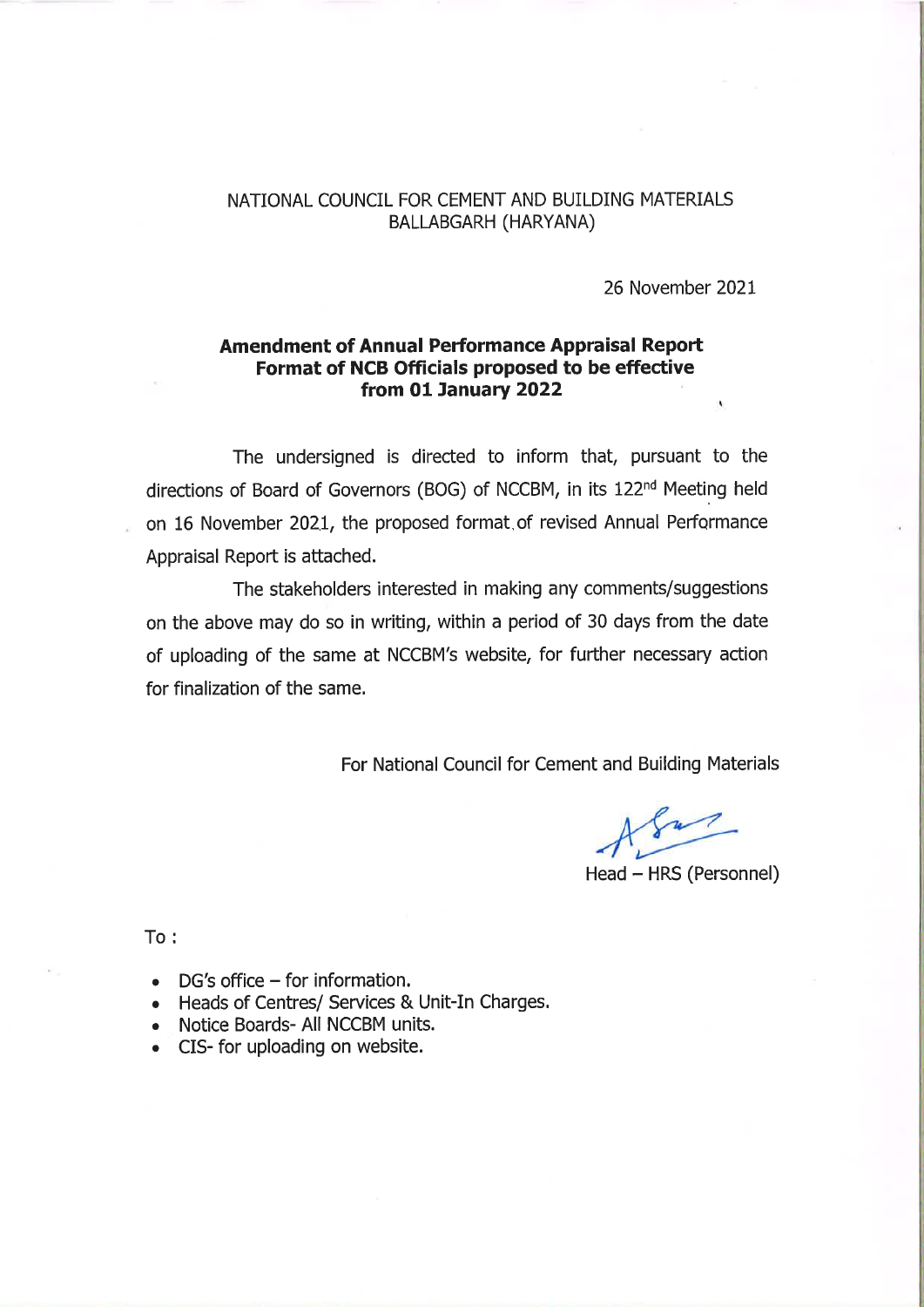NATIONAL COUNCIL FOR CEMENT AND BUILDING MATERIALS
BALLABGARH (HARYANA)

26 November 2021

**Amendment of Annual Performance Appraisal Report Format of NCB Officials proposed to be effective from 01 January 2022**

The undersigned is directed to inform that, pursuant to the directions of Board of Governors (BOG) of NCCBM, in its 122nd Meeting held on 16 November 2021, the proposed format of revised Annual Performance Appraisal Report is attached.

The stakeholders interested in making any comments/suggestions on the above may do so in writing, within a period of 30 days from the date of uploading of the same at NCCBM's website, for further necessary action for finalization of the same.

For National Council for Cement and Building Materials

Head – HRS (Personnel)

To :

- DG's office – for information.
- Heads of Centres/ Services & Unit-In Charges.
- Notice Boards- All NCCBM units.
- CIS- for uploading on website.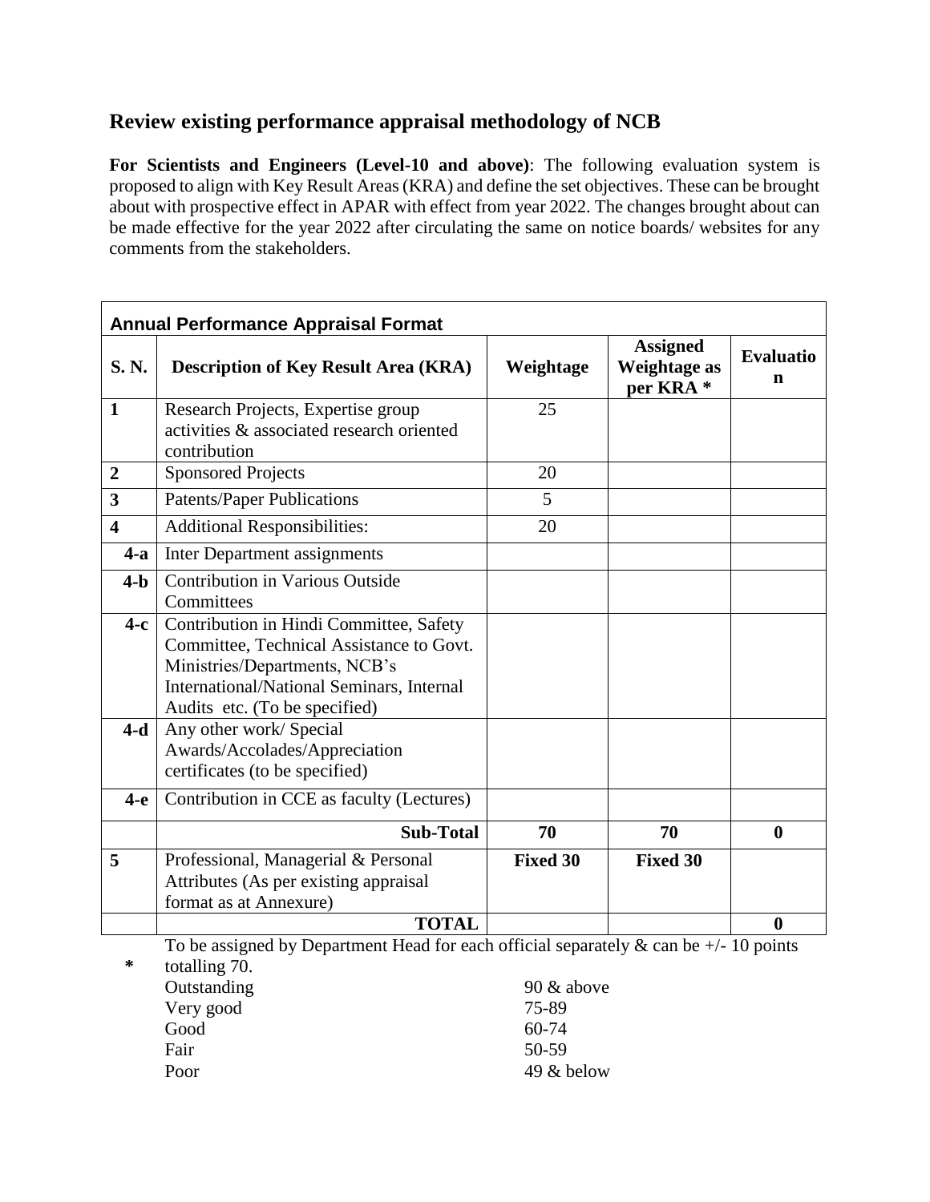## Review existing performance appraisal methodology of NCB

**For Scientists and Engineers (Level-10 and above)**: The following evaluation system is proposed to align with Key Result Areas (KRA) and define the set objectives. These can be brought about with prospective effect in APAR with effect from year 2022. The changes brought about can be made effective for the year 2022 after circulating the same on notice boards/ websites for any comments from the stakeholders.

**Annual Performance Appraisal Format**

| S. N. | Description of Key Result Area (KRA) | Weightage | Assigned Weightage as per KRA * | Evaluation |
|---|---|---|---|---|
| 1 | Research Projects, Expertise group activities & associated research oriented contribution | 25 | | |
| 2 | Sponsored Projects | 20 | | |
| 3 | Patents/Paper Publications | 5 | | |
| 4 | Additional Responsibilities: | 20 | | |
| 4-a | Inter Department assignments | | | |
| 4-b | Contribution in Various Outside Committees | | | |
| 4-c | Contribution in Hindi Committee, Safety Committee, Technical Assistance to Govt. Ministries/Departments, NCB's International/National Seminars, Internal Audits etc. (To be specified) | | | |
| 4-d | Any other work/ Special Awards/Accolades/Appreciation certificates (to be specified) | | | |
| 4-e | Contribution in CCE as faculty (Lectures) | | | |
| | **Sub-Total** | **70** | **70** | **0** |
| 5 | Professional, Managerial & Personal Attributes (As per existing appraisal format as at Annexure) | **Fixed 30** | **Fixed 30** | |
| | **TOTAL** | | | **0** |

**\*** To be assigned by Department Head for each official separately & can be +/- 10 points totalling 70.

| | |
|---|---|
| Outstanding | 90 & above |
| Very good | 75-89 |
| Good | 60-74 |
| Fair | 50-59 |
| Poor | 49 & below |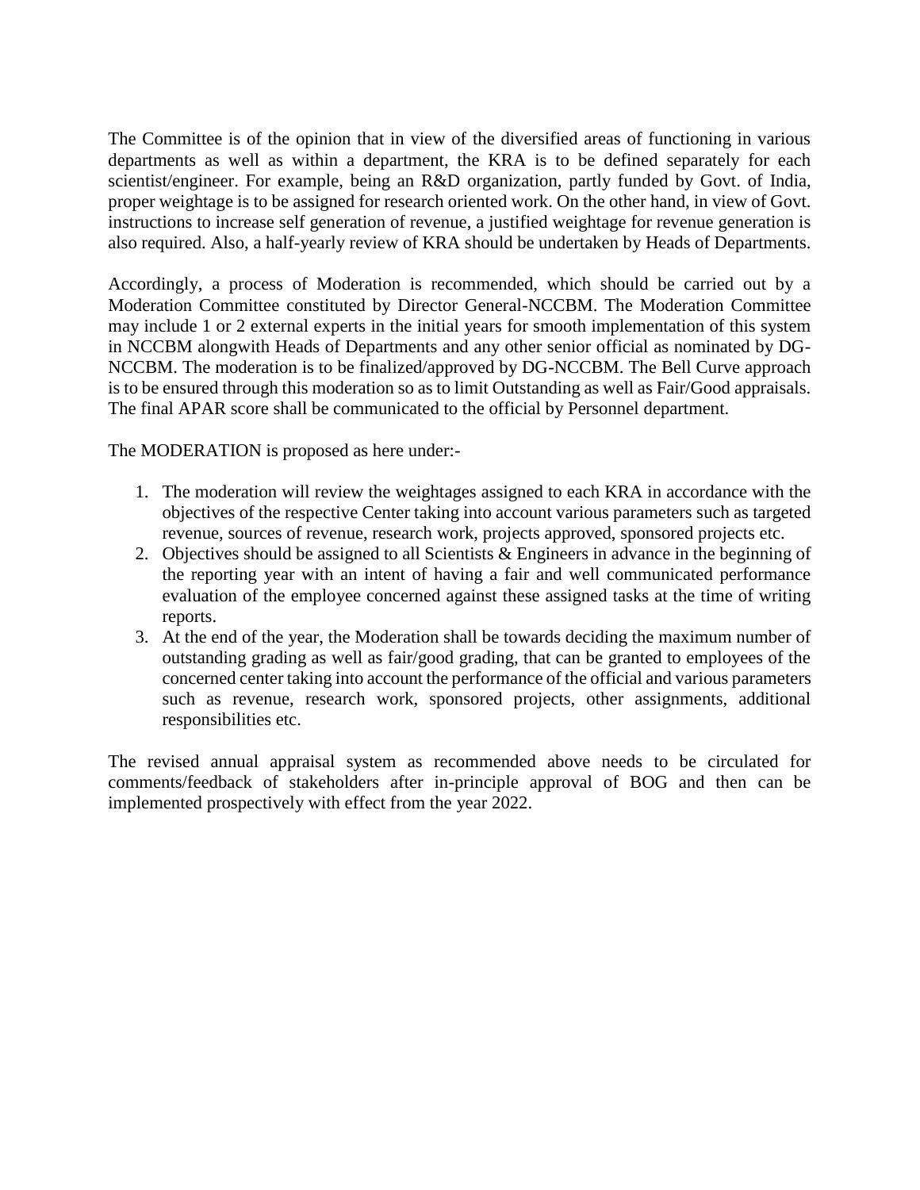The Committee is of the opinion that in view of the diversified areas of functioning in various departments as well as within a department, the KRA is to be defined separately for each scientist/engineer. For example, being an R&D organization, partly funded by Govt. of India, proper weightage is to be assigned for research oriented work. On the other hand, in view of Govt. instructions to increase self generation of revenue, a justified weightage for revenue generation is also required. Also, a half-yearly review of KRA should be undertaken by Heads of Departments.

Accordingly, a process of Moderation is recommended, which should be carried out by a Moderation Committee constituted by Director General-NCCBM. The Moderation Committee may include 1 or 2 external experts in the initial years for smooth implementation of this system in NCCBM alongwith Heads of Departments and any other senior official as nominated by DG-NCCBM. The moderation is to be finalized/approved by DG-NCCBM. The Bell Curve approach is to be ensured through this moderation so as to limit Outstanding as well as Fair/Good appraisals. The final APAR score shall be communicated to the official by Personnel department.

The MODERATION is proposed as here under:-

1. The moderation will review the weightages assigned to each KRA in accordance with the objectives of the respective Center taking into account various parameters such as targeted revenue, sources of revenue, research work, projects approved, sponsored projects etc.
2. Objectives should be assigned to all Scientists & Engineers in advance in the beginning of the reporting year with an intent of having a fair and well communicated performance evaluation of the employee concerned against these assigned tasks at the time of writing reports.
3. At the end of the year, the Moderation shall be towards deciding the maximum number of outstanding grading as well as fair/good grading, that can be granted to employees of the concerned center taking into account the performance of the official and various parameters such as revenue, research work, sponsored projects, other assignments, additional responsibilities etc.

The revised annual appraisal system as recommended above needs to be circulated for comments/feedback of stakeholders after in-principle approval of BOG and then can be implemented prospectively with effect from the year 2022.